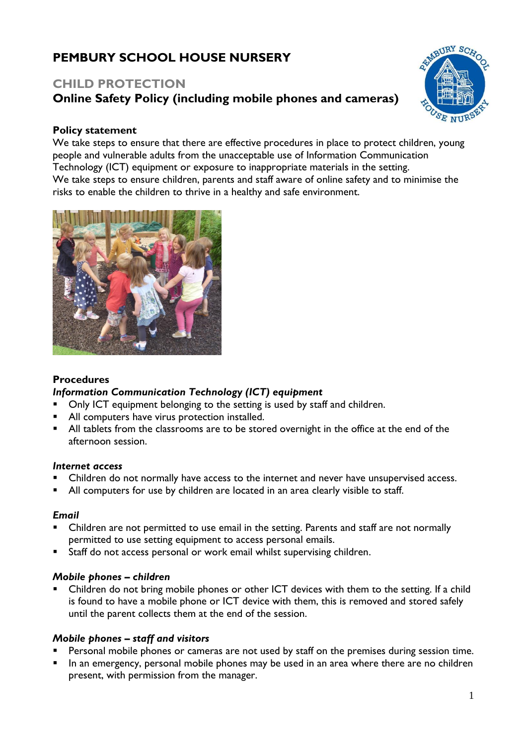# PEMBURY SCHOOL HOUSE NURSERY

## CHILD PROTECTION

## Online Safety Policy (including mobile phones and cameras)

### Policy statement

We take steps to ensure that there are effective procedures in place to protect children, young people and vulnerable adults from the unacceptable use of Information Communication Technology (ICT) equipment or exposure to inappropriate materials in the setting.
We take steps to ensure children, parents and staff aware of online safety and to minimise the risks to enable the children to thrive in a healthy and safe environment.

### Procedures

#### *Information Communication Technology (ICT) equipment*

- Only ICT equipment belonging to the setting is used by staff and children.
- All computers have virus protection installed.
- All tablets from the classrooms are to be stored overnight in the office at the end of the afternoon session.

#### *Internet access*

- Children do not normally have access to the internet and never have unsupervised access.
- All computers for use by children are located in an area clearly visible to staff.

#### *Email*

- Children are not permitted to use email in the setting. Parents and staff are not normally permitted to use setting equipment to access personal emails.
- Staff do not access personal or work email whilst supervising children.

#### *Mobile phones – children*

- Children do not bring mobile phones or other ICT devices with them to the setting. If a child is found to have a mobile phone or ICT device with them, this is removed and stored safely until the parent collects them at the end of the session.

#### *Mobile phones – staff and visitors*

- Personal mobile phones or cameras are not used by staff on the premises during session time.
- In an emergency, personal mobile phones may be used in an area where there are no children present, with permission from the manager.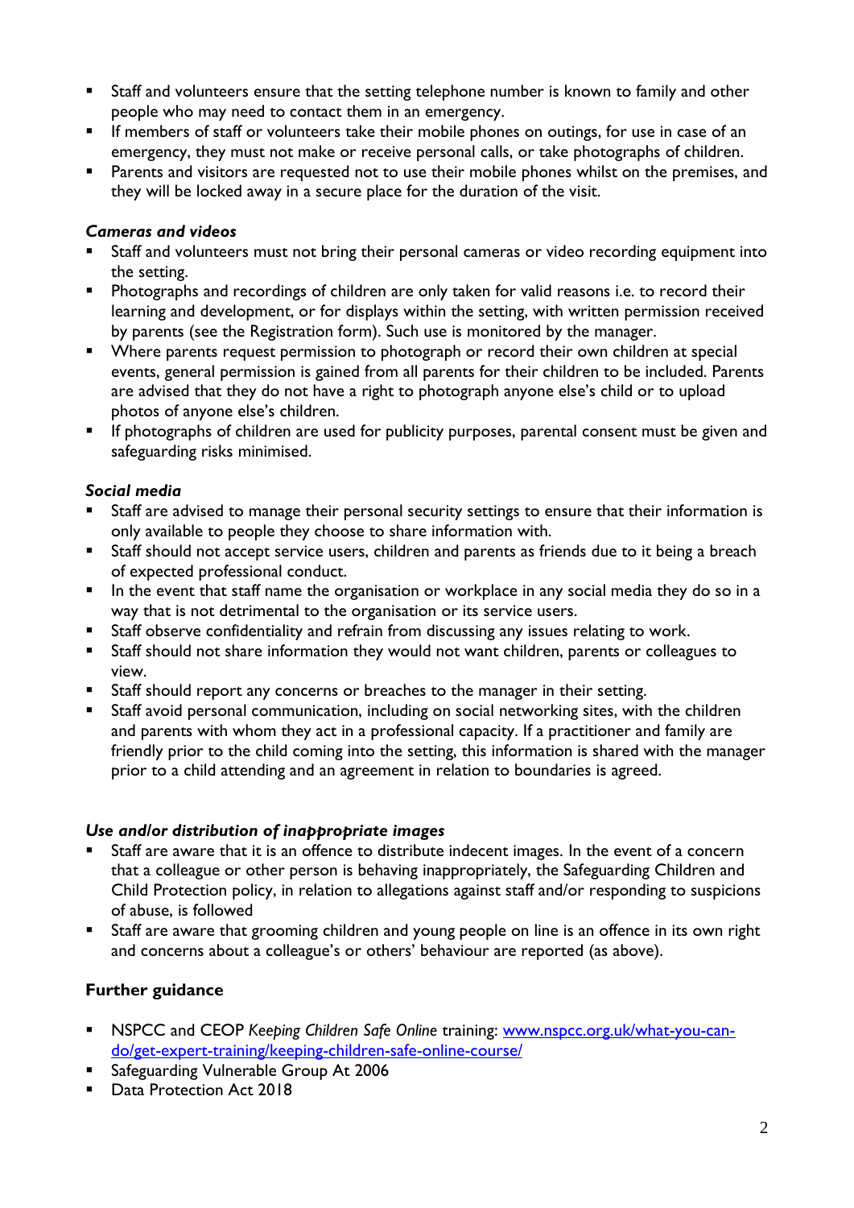- Staff and volunteers ensure that the setting telephone number is known to family and other people who may need to contact them in an emergency.
- If members of staff or volunteers take their mobile phones on outings, for use in case of an emergency, they must not make or receive personal calls, or take photographs of children.
- Parents and visitors are requested not to use their mobile phones whilst on the premises, and they will be locked away in a secure place for the duration of the visit.

***Cameras and videos***

- Staff and volunteers must not bring their personal cameras or video recording equipment into the setting.
- Photographs and recordings of children are only taken for valid reasons i.e. to record their learning and development, or for displays within the setting, with written permission received by parents (see the Registration form). Such use is monitored by the manager.
- Where parents request permission to photograph or record their own children at special events, general permission is gained from all parents for their children to be included. Parents are advised that they do not have a right to photograph anyone else's child or to upload photos of anyone else's children.
- If photographs of children are used for publicity purposes, parental consent must be given and safeguarding risks minimised.

***Social media***

- Staff are advised to manage their personal security settings to ensure that their information is only available to people they choose to share information with.
- Staff should not accept service users, children and parents as friends due to it being a breach of expected professional conduct.
- In the event that staff name the organisation or workplace in any social media they do so in a way that is not detrimental to the organisation or its service users.
- Staff observe confidentiality and refrain from discussing any issues relating to work.
- Staff should not share information they would not want children, parents or colleagues to view.
- Staff should report any concerns or breaches to the manager in their setting.
- Staff avoid personal communication, including on social networking sites, with the children and parents with whom they act in a professional capacity. If a practitioner and family are friendly prior to the child coming into the setting, this information is shared with the manager prior to a child attending and an agreement in relation to boundaries is agreed.

***Use and/or distribution of inappropriate images***

- Staff are aware that it is an offence to distribute indecent images. In the event of a concern that a colleague or other person is behaving inappropriately, the Safeguarding Children and Child Protection policy, in relation to allegations against staff and/or responding to suspicions of abuse, is followed
- Staff are aware that grooming children and young people on line is an offence in its own right and concerns about a colleague's or others' behaviour are reported (as above).

**Further guidance**

- NSPCC and CEOP *Keeping Children Safe Online* training: [www.nspcc.org.uk/what-you-can-do/get-expert-training/keeping-children-safe-online-course/](www.nspcc.org.uk/what-you-can-do/get-expert-training/keeping-children-safe-online-course/)
- Safeguarding Vulnerable Group At 2006
- Data Protection Act 2018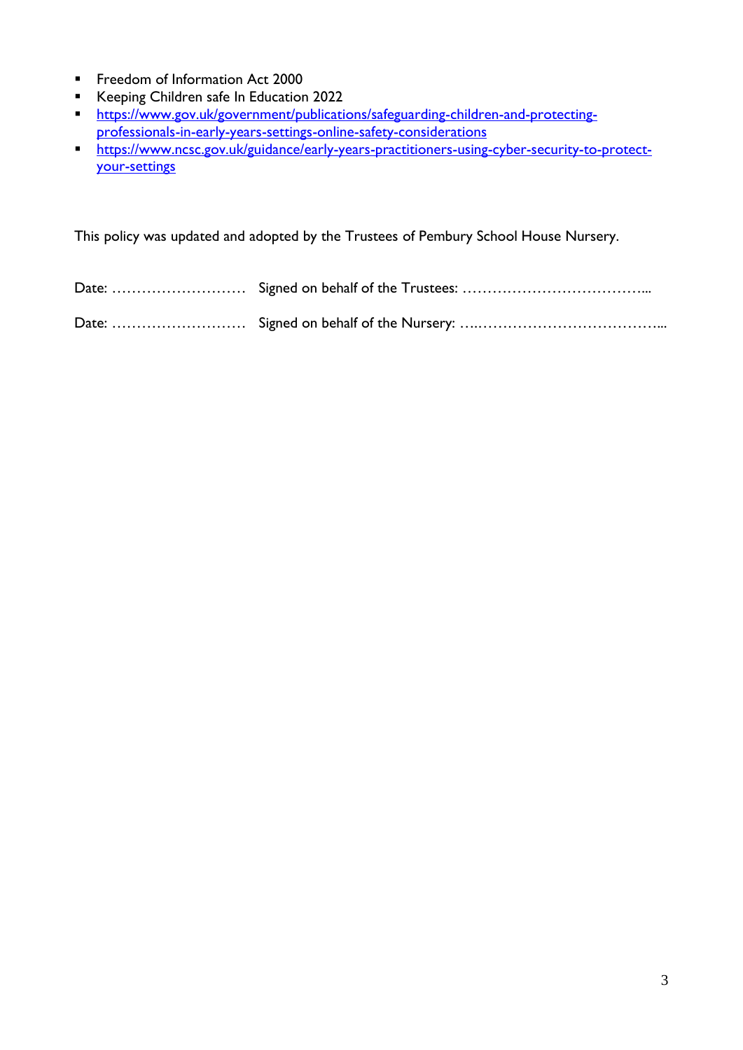- Freedom of Information Act 2000
- Keeping Children safe In Education 2022
- [https://www.gov.uk/government/publications/safeguarding-children-and-protecting-professionals-in-early-years-settings-online-safety-considerations](https://www.gov.uk/government/publications/safeguarding-children-and-protecting-professionals-in-early-years-settings-online-safety-considerations)
- [https://www.ncsc.gov.uk/guidance/early-years-practitioners-using-cyber-security-to-protect-your-settings](https://www.ncsc.gov.uk/guidance/early-years-practitioners-using-cyber-security-to-protect-your-settings)

This policy was updated and adopted by the Trustees of Pembury School House Nursery.

Date: ……………………… Signed on behalf of the Trustees: ………………………………...

Date: ……………………… Signed on behalf of the Nursery: …..………………………………...